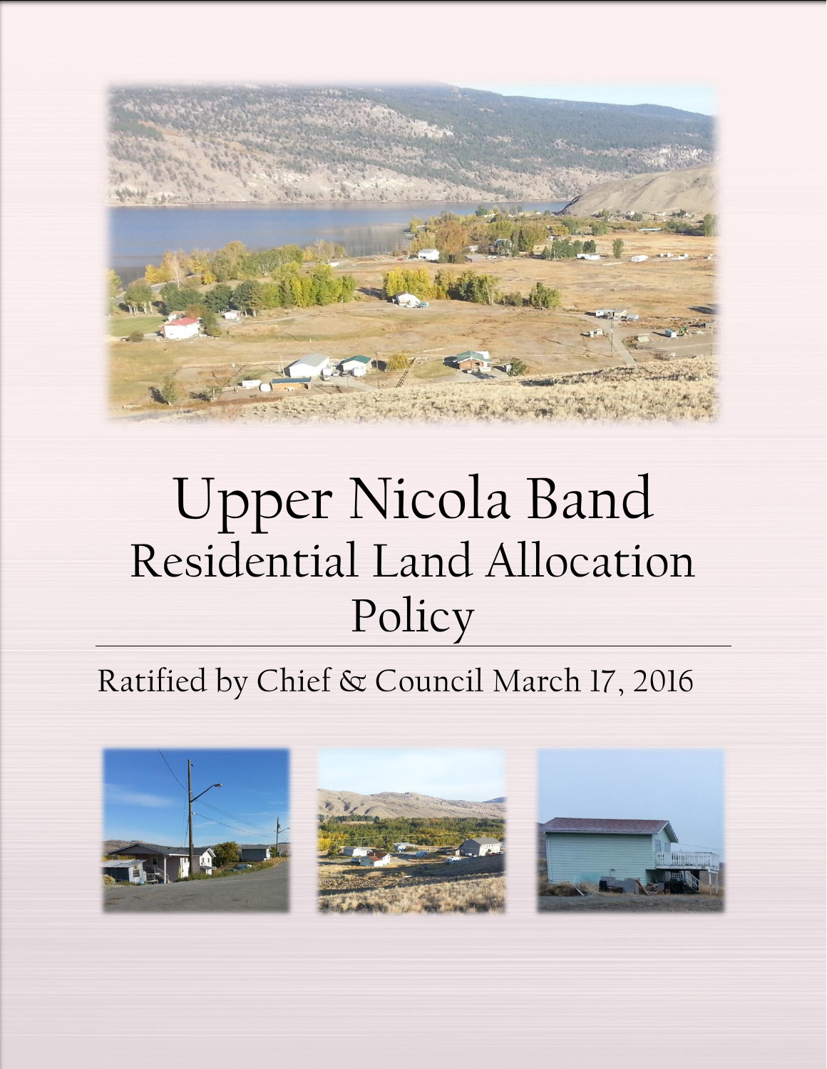# Upper Nicola Band

## Residential Land Allocation Policy

Ratified by Chief & Council March 17, 2016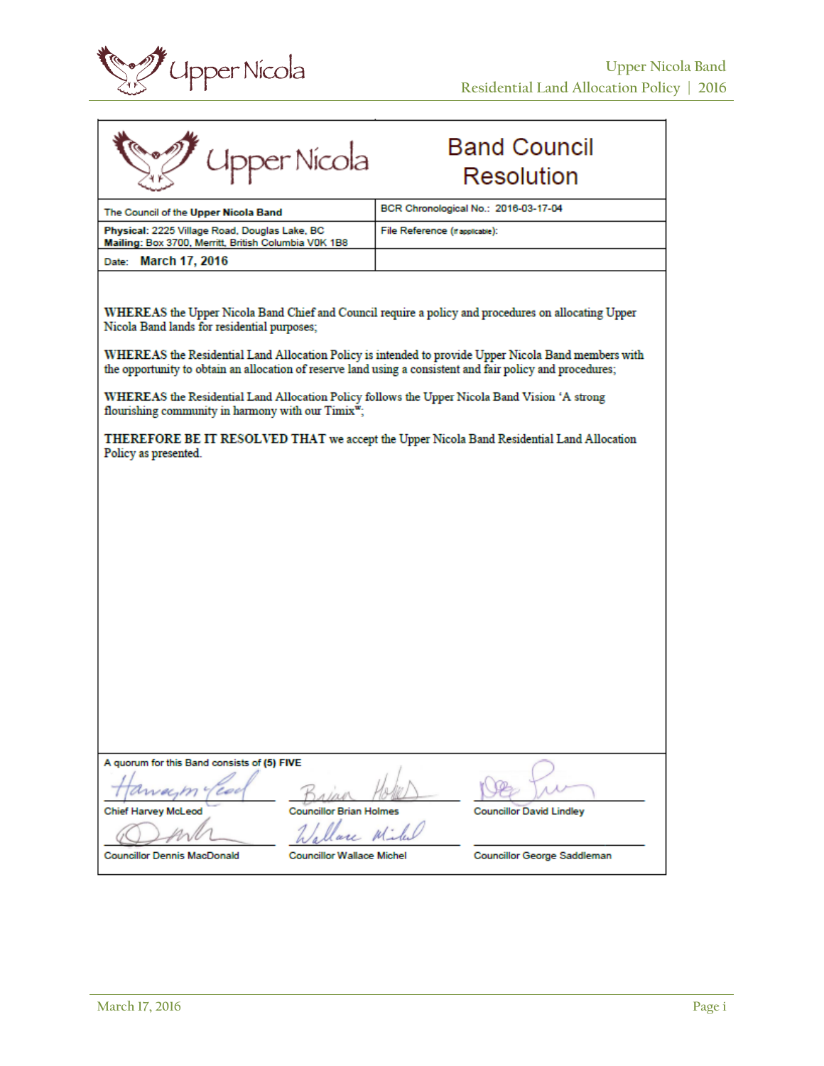# Band Council Resolution

| The Council of the **Upper Nicola Band** | BCR Chronological No.: 2016-03-17-04 |
|---|---|
| **Physical:** 2225 Village Road, Douglas Lake, BC<br>**Mailing:** Box 3700, Merritt, British Columbia V0K 1B8 | File Reference (if applicable): |
| Date: **March 17, 2016** | |

**WHEREAS** the Upper Nicola Band Chief and Council require a policy and procedures on allocating Upper Nicola Band lands for residential purposes;

**WHEREAS** the Residential Land Allocation Policy is intended to provide Upper Nicola Band members with the opportunity to obtain an allocation of reserve land using a consistent and fair policy and procedures;

**WHEREAS** the Residential Land Allocation Policy follows the Upper Nicola Band Vision 'A strong flourishing community in harmony with our Timixʷ';

**THEREFORE BE IT RESOLVED THAT** we accept the Upper Nicola Band Residential Land Allocation Policy as presented.

A quorum for this Band consists of **(5) FIVE**

| | | |
|---|---|---|
| Chief Harvey McLeod | Councillor Brian Holmes | Councillor David Lindley |
| Councillor Dennis MacDonald | Councillor Wallace Michel | Councillor George Saddleman |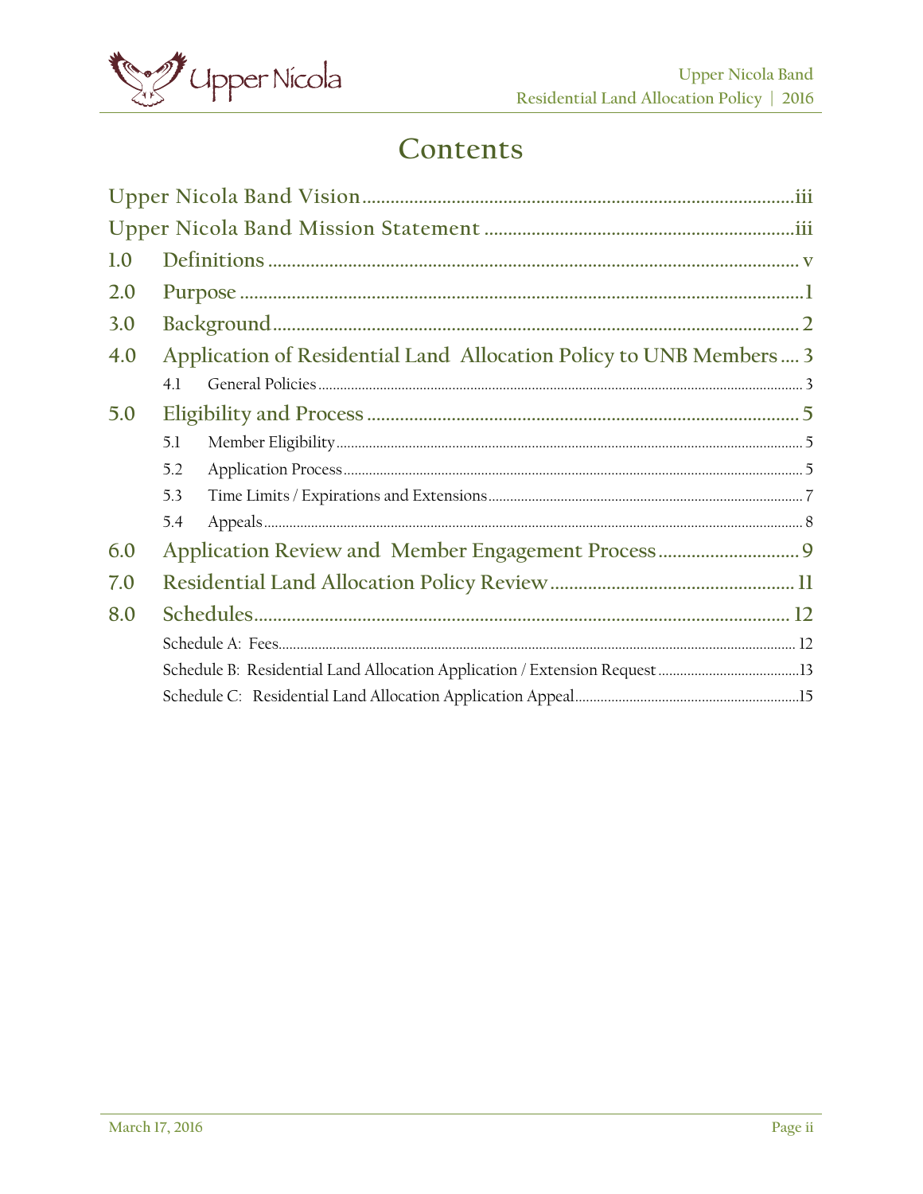# Contents

- Upper Nicola Band Vision .......... iii
- Upper Nicola Band Mission Statement .......... iii
- 1.0 Definitions .......... v
- 2.0 Purpose .......... 1
- 3.0 Background .......... 2
- 4.0 Application of Residential Land Allocation Policy to UNB Members .......... 3
  - 4.1 General Policies .......... 3
- 5.0 Eligibility and Process .......... 5
  - 5.1 Member Eligibility .......... 5
  - 5.2 Application Process .......... 5
  - 5.3 Time Limits / Expirations and Extensions .......... 7
  - 5.4 Appeals .......... 8
- 6.0 Application Review and Member Engagement Process .......... 9
- 7.0 Residential Land Allocation Policy Review .......... 11
- 8.0 Schedules .......... 12
  - Schedule A: Fees .......... 12
  - Schedule B: Residential Land Allocation Application / Extension Request .......... 13
  - Schedule C: Residential Land Allocation Application Appeal .......... 15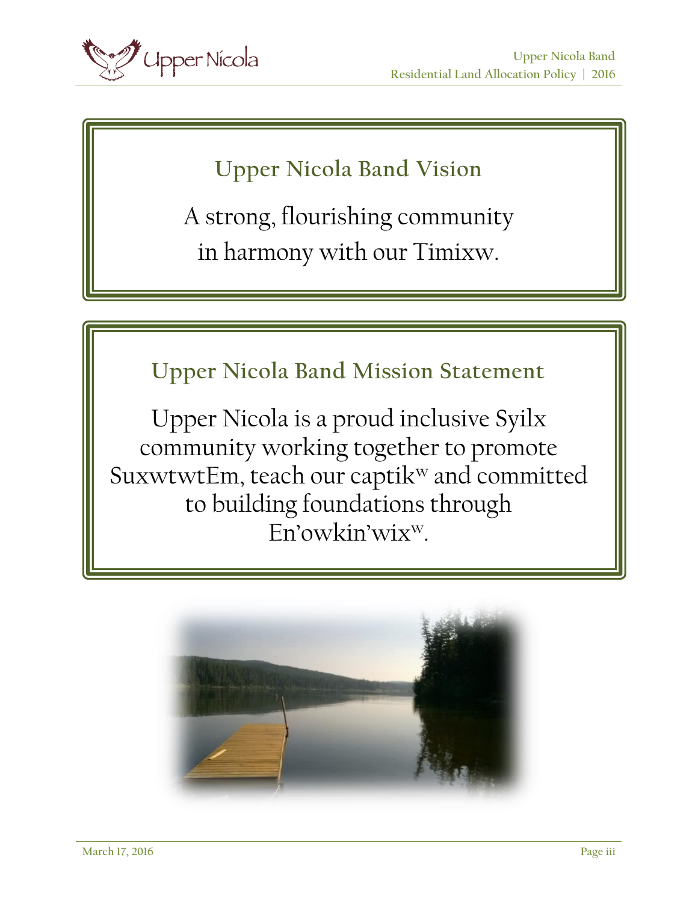## Upper Nicola Band Vision

A strong, flourishing community in harmony with our Timixw.

## Upper Nicola Band Mission Statement

Upper Nicola is a proud inclusive Syilx community working together to promote SuxwtwtEm, teach our captik$^{w}$ and committed to building foundations through En'owkin'wix$^{w}$.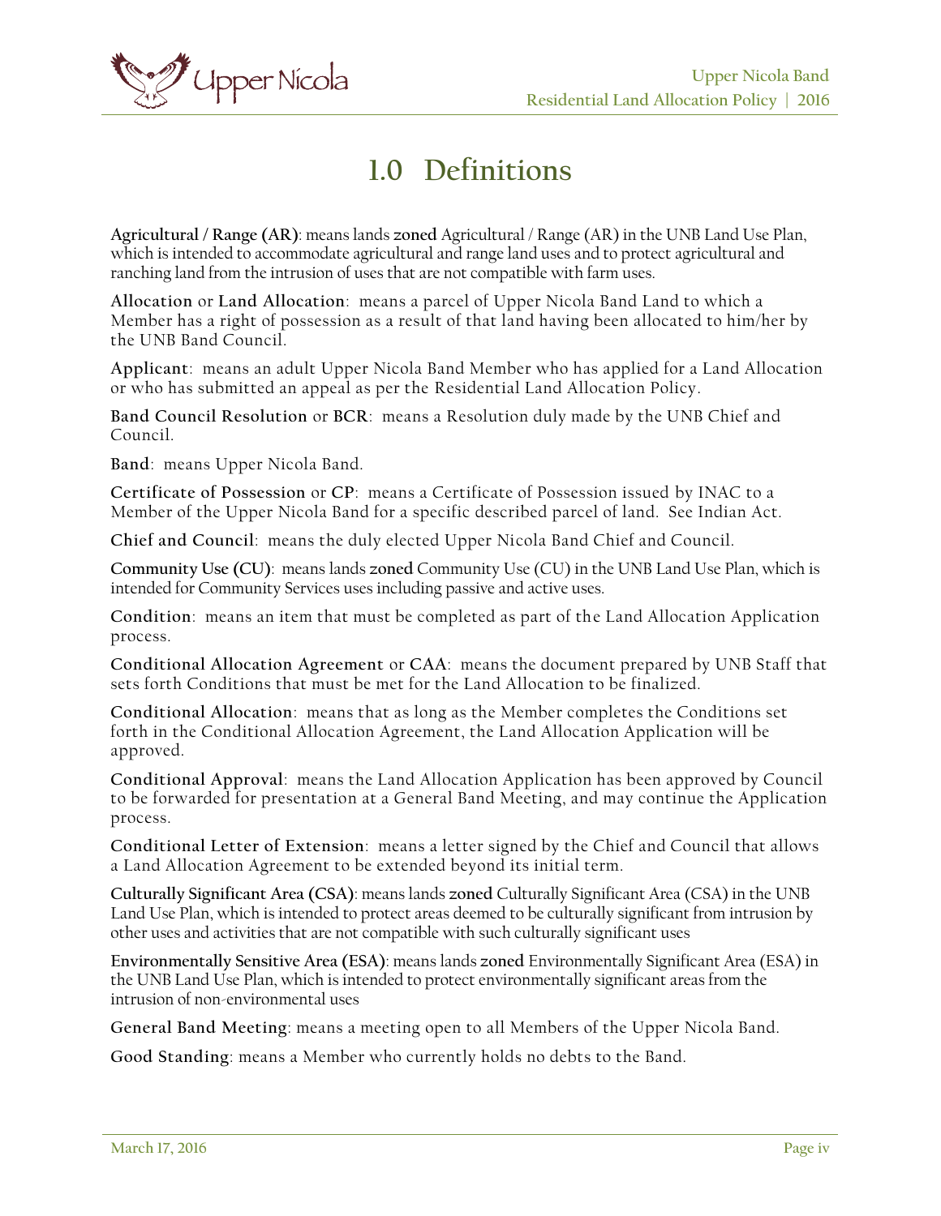# 1.0 Definitions

**Agricultural / Range (AR)**: means lands **zoned** Agricultural / Range (AR) in the UNB Land Use Plan, which is intended to accommodate agricultural and range land uses and to protect agricultural and ranching land from the intrusion of uses that are not compatible with farm uses.

**Allocation** or **Land Allocation**: means a parcel of Upper Nicola Band Land to which a Member has a right of possession as a result of that land having been allocated to him/her by the UNB Band Council.

**Applicant**: means an adult Upper Nicola Band Member who has applied for a Land Allocation or who has submitted an appeal as per the Residential Land Allocation Policy.

**Band Council Resolution** or **BCR**: means a Resolution duly made by the UNB Chief and Council.

**Band**: means Upper Nicola Band.

**Certificate of Possession** or **CP**: means a Certificate of Possession issued by INAC to a Member of the Upper Nicola Band for a specific described parcel of land. See Indian Act.

**Chief and Council**: means the duly elected Upper Nicola Band Chief and Council.

**Community Use (CU)**: means lands **zoned** Community Use (CU) in the UNB Land Use Plan, which is intended for Community Services uses including passive and active uses.

**Condition**: means an item that must be completed as part of the Land Allocation Application process.

**Conditional Allocation Agreement** or **CAA**: means the document prepared by UNB Staff that sets forth Conditions that must be met for the Land Allocation to be finalized.

**Conditional Allocation**: means that as long as the Member completes the Conditions set forth in the Conditional Allocation Agreement, the Land Allocation Application will be approved.

**Conditional Approval**: means the Land Allocation Application has been approved by Council to be forwarded for presentation at a General Band Meeting, and may continue the Application process.

**Conditional Letter of Extension**: means a letter signed by the Chief and Council that allows a Land Allocation Agreement to be extended beyond its initial term.

**Culturally Significant Area (CSA)**: means lands **zoned** Culturally Significant Area (CSA) in the UNB Land Use Plan, which is intended to protect areas deemed to be culturally significant from intrusion by other uses and activities that are not compatible with such culturally significant uses

**Environmentally Sensitive Area (ESA)**: means lands **zoned** Environmentally Significant Area (ESA) in the UNB Land Use Plan, which is intended to protect environmentally significant areas from the intrusion of non-environmental uses

**General Band Meeting**: means a meeting open to all Members of the Upper Nicola Band.

**Good Standing**: means a Member who currently holds no debts to the Band.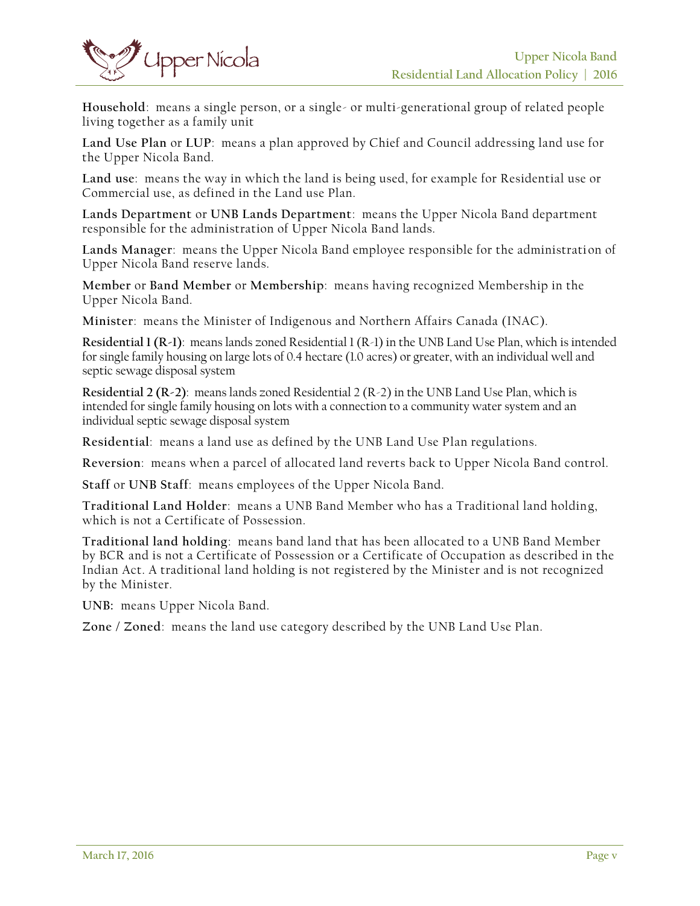**Household**: means a single person, or a single- or multi-generational group of related people living together as a family unit

**Land Use Plan** or **LUP**: means a plan approved by Chief and Council addressing land use for the Upper Nicola Band.

**Land use**: means the way in which the land is being used, for example for Residential use or Commercial use, as defined in the Land use Plan.

**Lands Department** or **UNB Lands Department**: means the Upper Nicola Band department responsible for the administration of Upper Nicola Band lands.

**Lands Manager**: means the Upper Nicola Band employee responsible for the administration of Upper Nicola Band reserve lands.

**Member** or **Band Member** or **Membership**: means having recognized Membership in the Upper Nicola Band.

**Minister**: means the Minister of Indigenous and Northern Affairs Canada (INAC).

**Residential 1 (R-1)**: means lands zoned Residential 1 (R-1) in the UNB Land Use Plan, which is intended for single family housing on large lots of 0.4 hectare (1.0 acres) or greater, with an individual well and septic sewage disposal system

**Residential 2 (R-2)**: means lands zoned Residential 2 (R-2) in the UNB Land Use Plan, which is intended for single family housing on lots with a connection to a community water system and an individual septic sewage disposal system

**Residential**: means a land use as defined by the UNB Land Use Plan regulations.

**Reversion**: means when a parcel of allocated land reverts back to Upper Nicola Band control.

**Staff** or **UNB Staff**: means employees of the Upper Nicola Band.

**Traditional Land Holder**: means a UNB Band Member who has a Traditional land holding, which is not a Certificate of Possession.

**Traditional land holding**: means band land that has been allocated to a UNB Band Member by BCR and is not a Certificate of Possession or a Certificate of Occupation as described in the Indian Act. A traditional land holding is not registered by the Minister and is not recognized by the Minister.

**UNB:** means Upper Nicola Band.

**Zone / Zoned**: means the land use category described by the UNB Land Use Plan.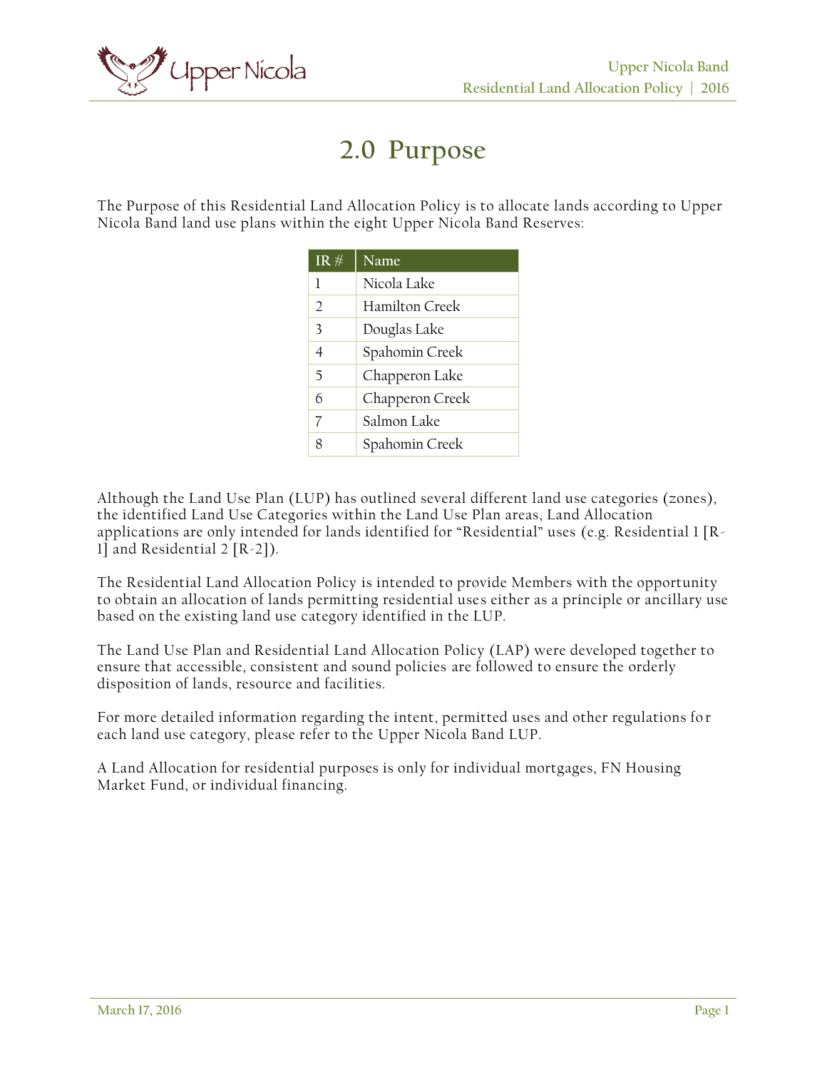# 2.0 Purpose

The Purpose of this Residential Land Allocation Policy is to allocate lands according to Upper Nicola Band land use plans within the eight Upper Nicola Band Reserves:

| IR # | Name |
|---|---|
| 1 | Nicola Lake |
| 2 | Hamilton Creek |
| 3 | Douglas Lake |
| 4 | Spahomin Creek |
| 5 | Chapperon Lake |
| 6 | Chapperon Creek |
| 7 | Salmon Lake |
| 8 | Spahomin Creek |

Although the Land Use Plan (LUP) has outlined several different land use categories (zones), the identified Land Use Categories within the Land Use Plan areas, Land Allocation applications are only intended for lands identified for "Residential" uses (e.g. Residential 1 [R-1] and Residential 2 [R-2]).

The Residential Land Allocation Policy is intended to provide Members with the opportunity to obtain an allocation of lands permitting residential uses either as a principle or ancillary use based on the existing land use category identified in the LUP.

The Land Use Plan and Residential Land Allocation Policy (LAP) were developed together to ensure that accessible, consistent and sound policies are followed to ensure the orderly disposition of lands, resource and facilities.

For more detailed information regarding the intent, permitted uses and other regulations for each land use category, please refer to the Upper Nicola Band LUP.

A Land Allocation for residential purposes is only for individual mortgages, FN Housing Market Fund, or individual financing.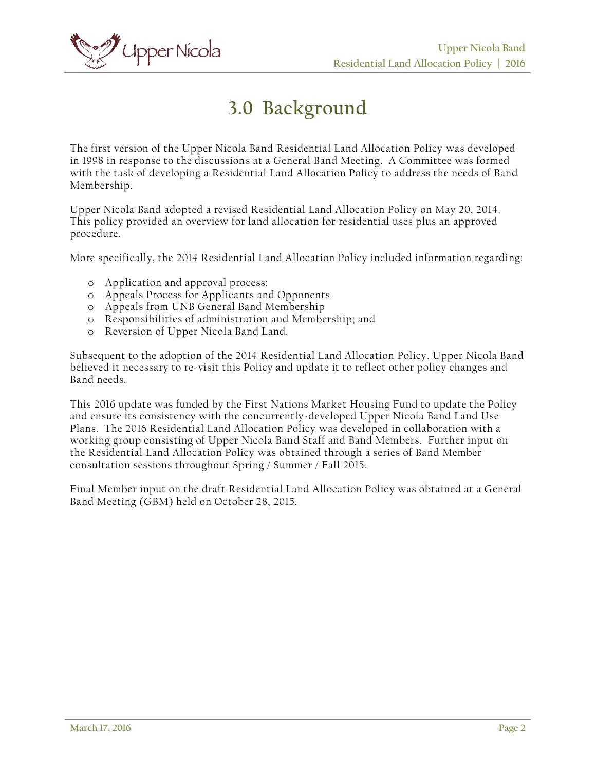# 3.0 Background

The first version of the Upper Nicola Band Residential Land Allocation Policy was developed in 1998 in response to the discussions at a General Band Meeting. A Committee was formed with the task of developing a Residential Land Allocation Policy to address the needs of Band Membership.

Upper Nicola Band adopted a revised Residential Land Allocation Policy on May 20, 2014. This policy provided an overview for land allocation for residential uses plus an approved procedure.

More specifically, the 2014 Residential Land Allocation Policy included information regarding:

- Application and approval process;
- Appeals Process for Applicants and Opponents
- Appeals from UNB General Band Membership
- Responsibilities of administration and Membership; and
- Reversion of Upper Nicola Band Land.

Subsequent to the adoption of the 2014 Residential Land Allocation Policy, Upper Nicola Band believed it necessary to re-visit this Policy and update it to reflect other policy changes and Band needs.

This 2016 update was funded by the First Nations Market Housing Fund to update the Policy and ensure its consistency with the concurrently-developed Upper Nicola Band Land Use Plans. The 2016 Residential Land Allocation Policy was developed in collaboration with a working group consisting of Upper Nicola Band Staff and Band Members. Further input on the Residential Land Allocation Policy was obtained through a series of Band Member consultation sessions throughout Spring / Summer / Fall 2015.

Final Member input on the draft Residential Land Allocation Policy was obtained at a General Band Meeting (GBM) held on October 28, 2015.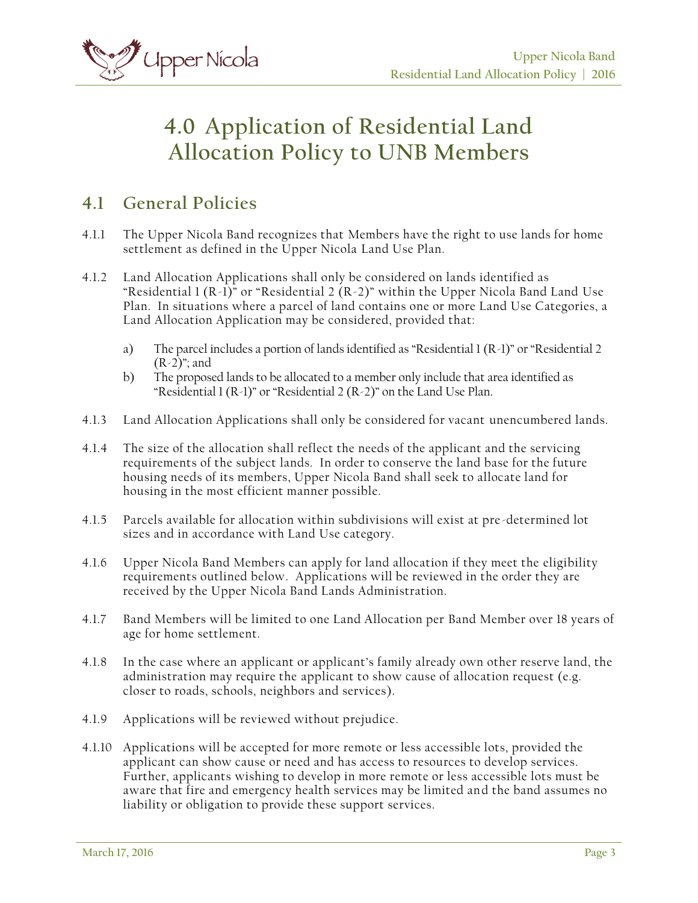# 4.0 Application of Residential Land Allocation Policy to UNB Members

## 4.1 General Policies

4.1.1 The Upper Nicola Band recognizes that Members have the right to use lands for home settlement as defined in the Upper Nicola Land Use Plan.

4.1.2 Land Allocation Applications shall only be considered on lands identified as "Residential 1 (R-1)" or "Residential 2 (R-2)" within the Upper Nicola Band Land Use Plan. In situations where a parcel of land contains one or more Land Use Categories, a Land Allocation Application may be considered, provided that:

a) The parcel includes a portion of lands identified as "Residential 1 (R-1)" or "Residential 2 (R-2)"; and
b) The proposed lands to be allocated to a member only include that area identified as "Residential 1 (R-1)" or "Residential 2 (R-2)" on the Land Use Plan.

4.1.3 Land Allocation Applications shall only be considered for vacant unencumbered lands.

4.1.4 The size of the allocation shall reflect the needs of the applicant and the servicing requirements of the subject lands. In order to conserve the land base for the future housing needs of its members, Upper Nicola Band shall seek to allocate land for housing in the most efficient manner possible.

4.1.5 Parcels available for allocation within subdivisions will exist at pre-determined lot sizes and in accordance with Land Use category.

4.1.6 Upper Nicola Band Members can apply for land allocation if they meet the eligibility requirements outlined below. Applications will be reviewed in the order they are received by the Upper Nicola Band Lands Administration.

4.1.7 Band Members will be limited to one Land Allocation per Band Member over 18 years of age for home settlement.

4.1.8 In the case where an applicant or applicant's family already own other reserve land, the administration may require the applicant to show cause of allocation request (e.g. closer to roads, schools, neighbors and services).

4.1.9 Applications will be reviewed without prejudice.

4.1.10 Applications will be accepted for more remote or less accessible lots, provided the applicant can show cause or need and has access to resources to develop services. Further, applicants wishing to develop in more remote or less accessible lots must be aware that fire and emergency health services may be limited and the band assumes no liability or obligation to provide these support services.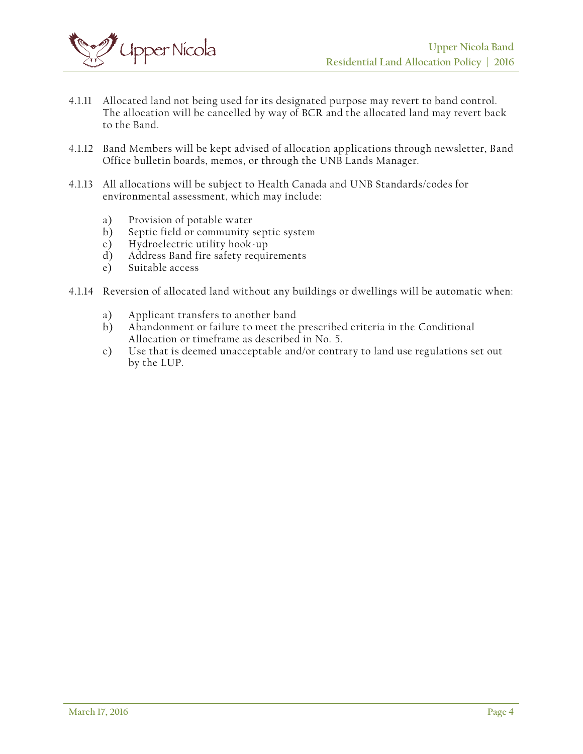4.1.11 Allocated land not being used for its designated purpose may revert to band control. The allocation will be cancelled by way of BCR and the allocated land may revert back to the Band.

4.1.12 Band Members will be kept advised of allocation applications through newsletter, Band Office bulletin boards, memos, or through the UNB Lands Manager.

4.1.13 All allocations will be subject to Health Canada and UNB Standards/codes for environmental assessment, which may include:

- a) Provision of potable water
- b) Septic field or community septic system
- c) Hydroelectric utility hook-up
- d) Address Band fire safety requirements
- e) Suitable access

4.1.14 Reversion of allocated land without any buildings or dwellings will be automatic when:

- a) Applicant transfers to another band
- b) Abandonment or failure to meet the prescribed criteria in the Conditional Allocation or timeframe as described in No. 5.
- c) Use that is deemed unacceptable and/or contrary to land use regulations set out by the LUP.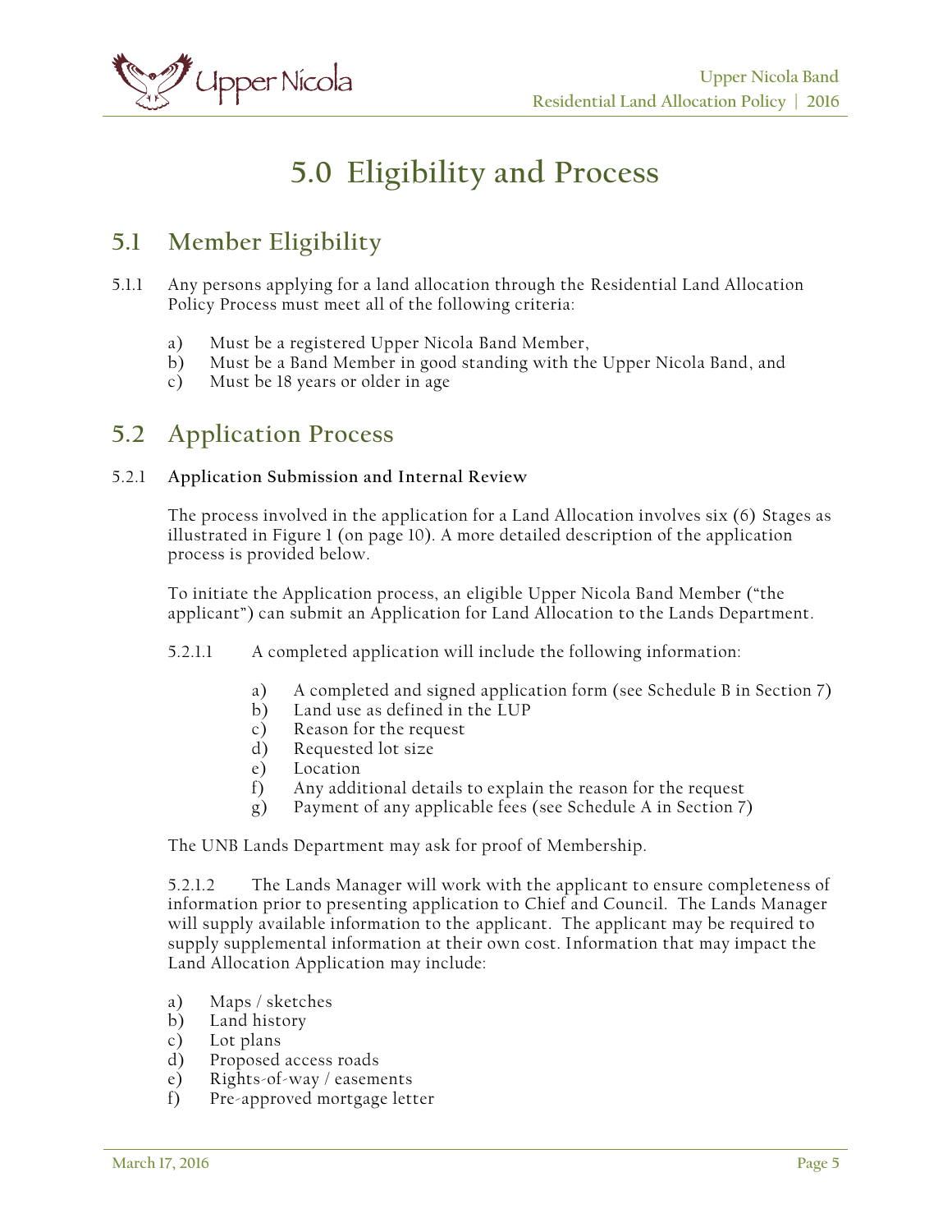# 5.0 Eligibility and Process

## 5.1 Member Eligibility

5.1.1 Any persons applying for a land allocation through the Residential Land Allocation Policy Process must meet all of the following criteria:

a) Must be a registered Upper Nicola Band Member,
b) Must be a Band Member in good standing with the Upper Nicola Band, and
c) Must be 18 years or older in age

## 5.2 Application Process

5.2.1 **Application Submission and Internal Review**

The process involved in the application for a Land Allocation involves six (6) Stages as illustrated in Figure 1 (on page 10). A more detailed description of the application process is provided below.

To initiate the Application process, an eligible Upper Nicola Band Member ("the applicant") can submit an Application for Land Allocation to the Lands Department.

5.2.1.1 A completed application will include the following information:

a) A completed and signed application form (see Schedule B in Section 7)
b) Land use as defined in the LUP
c) Reason for the request
d) Requested lot size
e) Location
f) Any additional details to explain the reason for the request
g) Payment of any applicable fees (see Schedule A in Section 7)

The UNB Lands Department may ask for proof of Membership.

5.2.1.2 The Lands Manager will work with the applicant to ensure completeness of information prior to presenting application to Chief and Council. The Lands Manager will supply available information to the applicant. The applicant may be required to supply supplemental information at their own cost. Information that may impact the Land Allocation Application may include:

a) Maps / sketches
b) Land history
c) Lot plans
d) Proposed access roads
e) Rights-of-way / easements
f) Pre-approved mortgage letter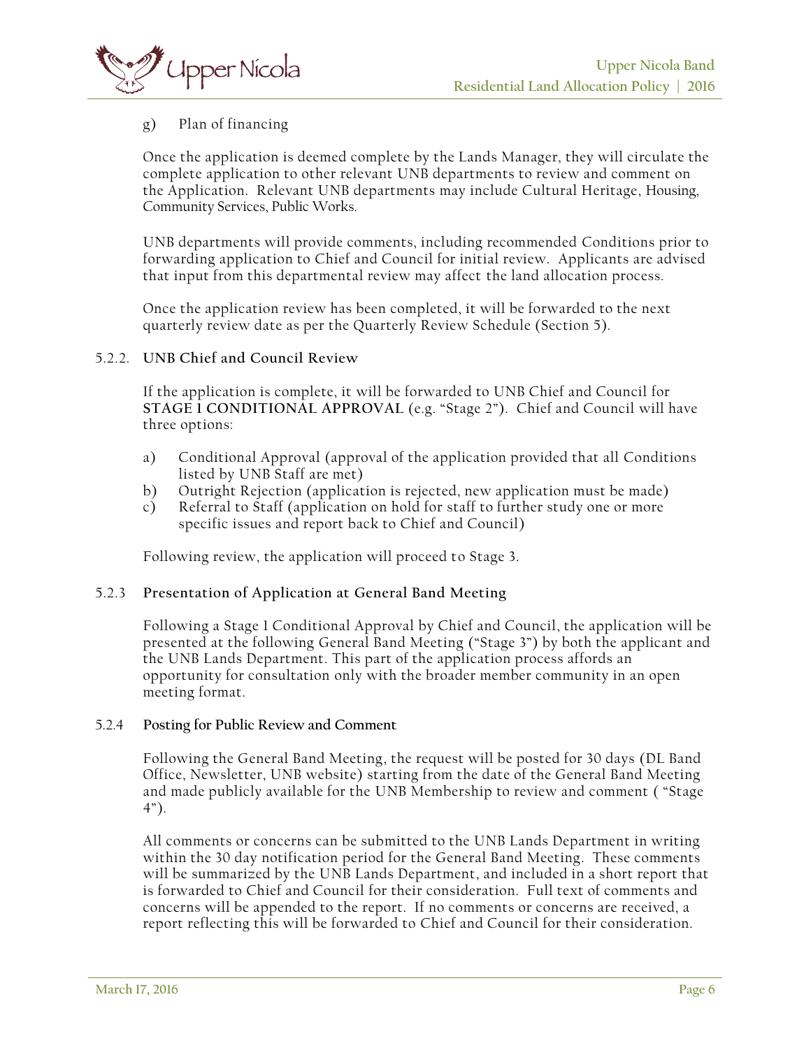g) Plan of financing

Once the application is deemed complete by the Lands Manager, they will circulate the complete application to other relevant UNB departments to review and comment on the Application. Relevant UNB departments may include Cultural Heritage, Housing, Community Services, Public Works.

UNB departments will provide comments, including recommended Conditions prior to forwarding application to Chief and Council for initial review. Applicants are advised that input from this departmental review may affect the land allocation process.

Once the application review has been completed, it will be forwarded to the next quarterly review date as per the Quarterly Review Schedule (Section 5).

#### 5.2.2. UNB Chief and Council Review

If the application is complete, it will be forwarded to UNB Chief and Council for **STAGE 1 CONDITIONAL APPROVAL** (e.g. "Stage 2"). Chief and Council will have three options:

a) Conditional Approval (approval of the application provided that all Conditions listed by UNB Staff are met)
b) Outright Rejection (application is rejected, new application must be made)
c) Referral to Staff (application on hold for staff to further study one or more specific issues and report back to Chief and Council)

Following review, the application will proceed to Stage 3.

#### 5.2.3 Presentation of Application at General Band Meeting

Following a Stage 1 Conditional Approval by Chief and Council, the application will be presented at the following General Band Meeting ("Stage 3") by both the applicant and the UNB Lands Department. This part of the application process affords an opportunity for consultation only with the broader member community in an open meeting format.

#### 5.2.4 Posting for Public Review and Comment

Following the General Band Meeting, the request will be posted for 30 days (DL Band Office, Newsletter, UNB website) starting from the date of the General Band Meeting and made publicly available for the UNB Membership to review and comment ( "Stage 4").

All comments or concerns can be submitted to the UNB Lands Department in writing within the 30 day notification period for the General Band Meeting. These comments will be summarized by the UNB Lands Department, and included in a short report that is forwarded to Chief and Council for their consideration. Full text of comments and concerns will be appended to the report. If no comments or concerns are received, a report reflecting this will be forwarded to Chief and Council for their consideration.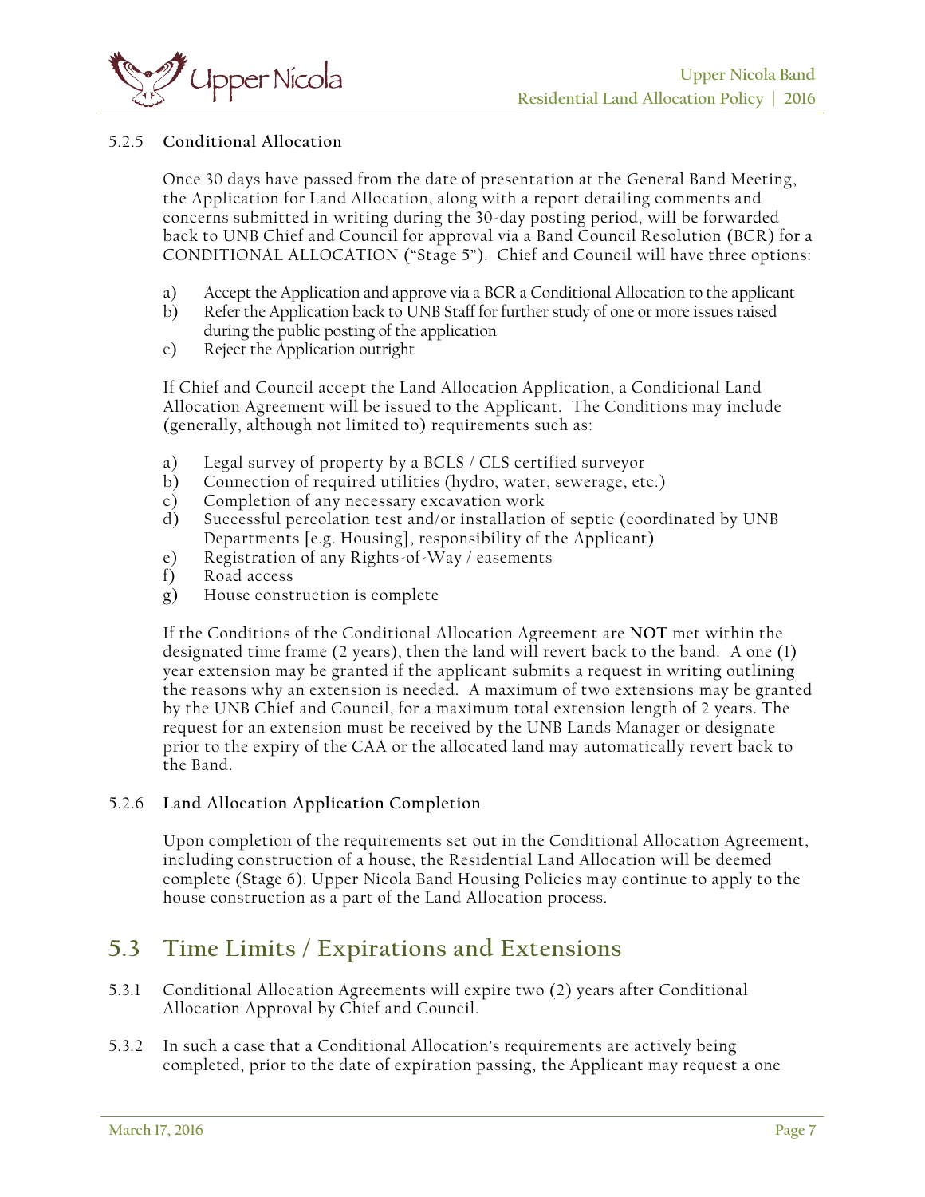### 5.2.5 Conditional Allocation

Once 30 days have passed from the date of presentation at the General Band Meeting, the Application for Land Allocation, along with a report detailing comments and concerns submitted in writing during the 30-day posting period, will be forwarded back to UNB Chief and Council for approval via a Band Council Resolution (BCR) for a CONDITIONAL ALLOCATION ("Stage 5"). Chief and Council will have three options:

a) Accept the Application and approve via a BCR a Conditional Allocation to the applicant
b) Refer the Application back to UNB Staff for further study of one or more issues raised during the public posting of the application
c) Reject the Application outright

If Chief and Council accept the Land Allocation Application, a Conditional Land Allocation Agreement will be issued to the Applicant. The Conditions may include (generally, although not limited to) requirements such as:

a) Legal survey of property by a BCLS / CLS certified surveyor
b) Connection of required utilities (hydro, water, sewerage, etc.)
c) Completion of any necessary excavation work
d) Successful percolation test and/or installation of septic (coordinated by UNB Departments [e.g. Housing], responsibility of the Applicant)
e) Registration of any Rights-of-Way / easements
f) Road access
g) House construction is complete

If the Conditions of the Conditional Allocation Agreement are **NOT** met within the designated time frame (2 years), then the land will revert back to the band. A one (1) year extension may be granted if the applicant submits a request in writing outlining the reasons why an extension is needed. A maximum of two extensions may be granted by the UNB Chief and Council, for a maximum total extension length of 2 years. The request for an extension must be received by the UNB Lands Manager or designate prior to the expiry of the CAA or the allocated land may automatically revert back to the Band.

### 5.2.6 Land Allocation Application Completion

Upon completion of the requirements set out in the Conditional Allocation Agreement, including construction of a house, the Residential Land Allocation will be deemed complete (Stage 6). Upper Nicola Band Housing Policies may continue to apply to the house construction as a part of the Land Allocation process.

## 5.3 Time Limits / Expirations and Extensions

5.3.1 Conditional Allocation Agreements will expire two (2) years after Conditional Allocation Approval by Chief and Council.

5.3.2 In such a case that a Conditional Allocation's requirements are actively being completed, prior to the date of expiration passing, the Applicant may request a one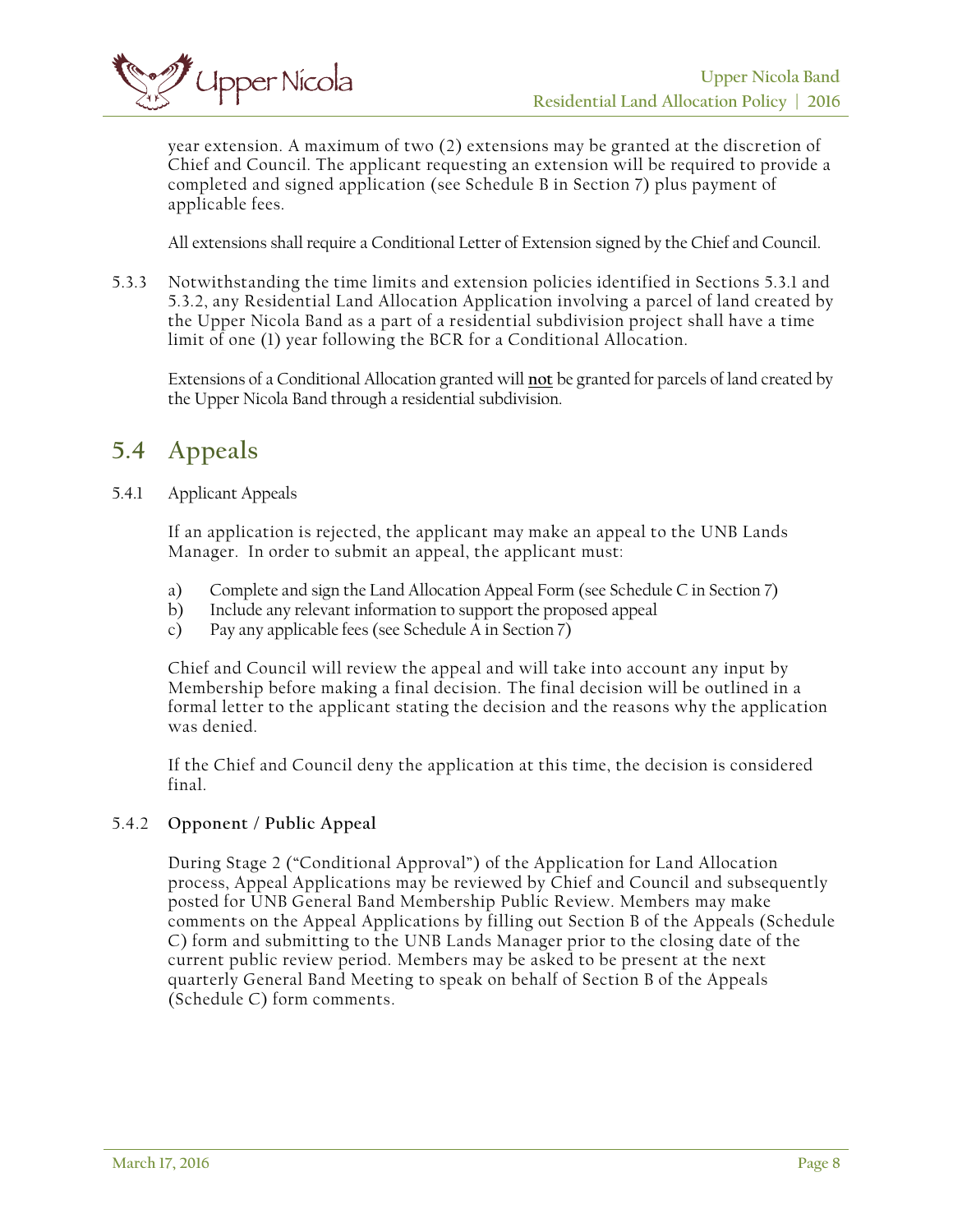year extension. A maximum of two (2) extensions may be granted at the discretion of Chief and Council. The applicant requesting an extension will be required to provide a completed and signed application (see Schedule B in Section 7) plus payment of applicable fees.

All extensions shall require a Conditional Letter of Extension signed by the Chief and Council.

5.3.3 Notwithstanding the time limits and extension policies identified in Sections 5.3.1 and 5.3.2, any Residential Land Allocation Application involving a parcel of land created by the Upper Nicola Band as a part of a residential subdivision project shall have a time limit of one (1) year following the BCR for a Conditional Allocation.

Extensions of a Conditional Allocation granted will **not** be granted for parcels of land created by the Upper Nicola Band through a residential subdivision.

## 5.4 Appeals

5.4.1 Applicant Appeals

If an application is rejected, the applicant may make an appeal to the UNB Lands Manager. In order to submit an appeal, the applicant must:

a) Complete and sign the Land Allocation Appeal Form (see Schedule C in Section 7)
b) Include any relevant information to support the proposed appeal
c) Pay any applicable fees (see Schedule A in Section 7)

Chief and Council will review the appeal and will take into account any input by Membership before making a final decision. The final decision will be outlined in a formal letter to the applicant stating the decision and the reasons why the application was denied.

If the Chief and Council deny the application at this time, the decision is considered final.

5.4.2 **Opponent / Public Appeal**

During Stage 2 ("Conditional Approval") of the Application for Land Allocation process, Appeal Applications may be reviewed by Chief and Council and subsequently posted for UNB General Band Membership Public Review. Members may make comments on the Appeal Applications by filling out Section B of the Appeals (Schedule C) form and submitting to the UNB Lands Manager prior to the closing date of the current public review period. Members may be asked to be present at the next quarterly General Band Meeting to speak on behalf of Section B of the Appeals (Schedule C) form comments.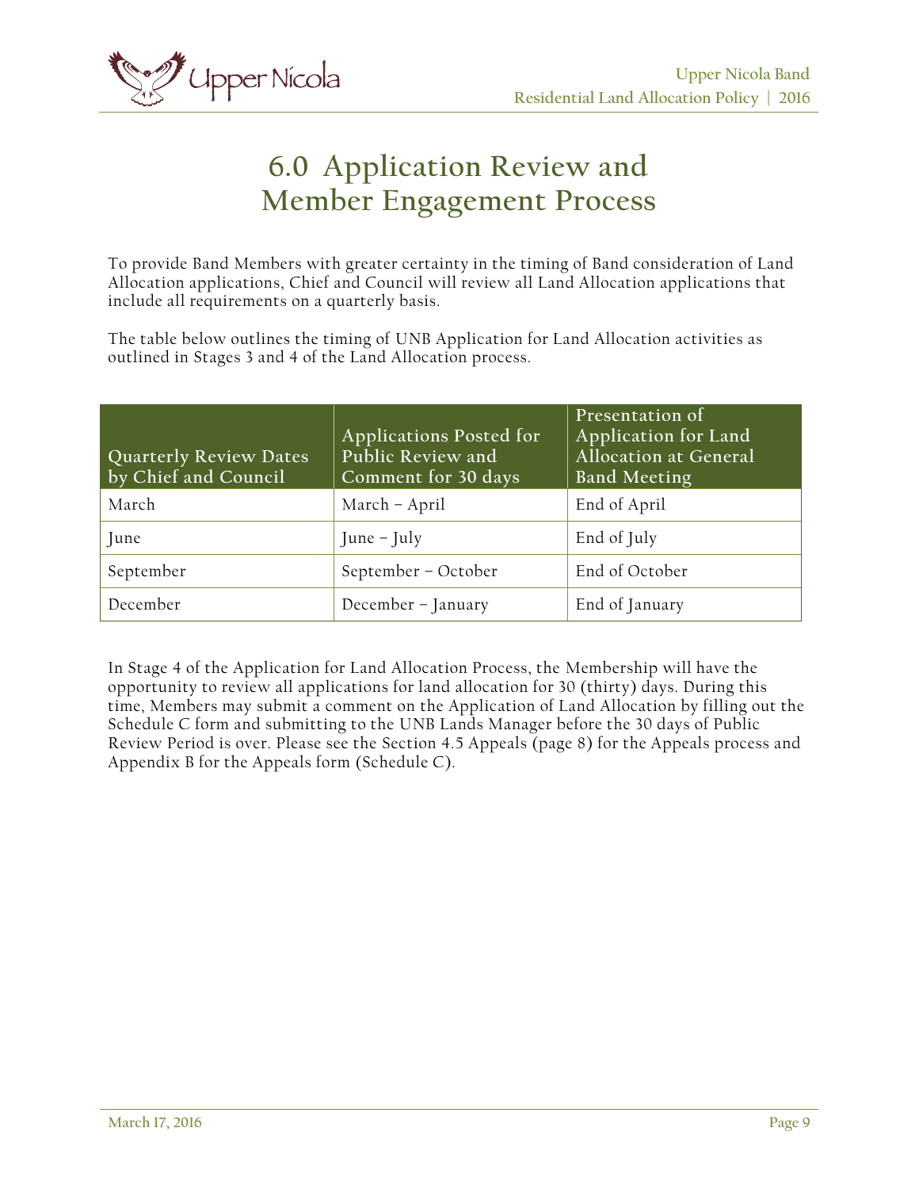# 6.0 Application Review and Member Engagement Process

To provide Band Members with greater certainty in the timing of Band consideration of Land Allocation applications, Chief and Council will review all Land Allocation applications that include all requirements on a quarterly basis.

The table below outlines the timing of UNB Application for Land Allocation activities as outlined in Stages 3 and 4 of the Land Allocation process.

| Quarterly Review Dates by Chief and Council | Applications Posted for Public Review and Comment for 30 days | Presentation of Application for Land Allocation at General Band Meeting |
|---|---|---|
| March | March – April | End of April |
| June | June – July | End of July |
| September | September – October | End of October |
| December | December – January | End of January |

In Stage 4 of the Application for Land Allocation Process, the Membership will have the opportunity to review all applications for land allocation for 30 (thirty) days. During this time, Members may submit a comment on the Application of Land Allocation by filling out the Schedule C form and submitting to the UNB Lands Manager before the 30 days of Public Review Period is over. Please see the Section 4.5 Appeals (page 8) for the Appeals process and Appendix B for the Appeals form (Schedule C).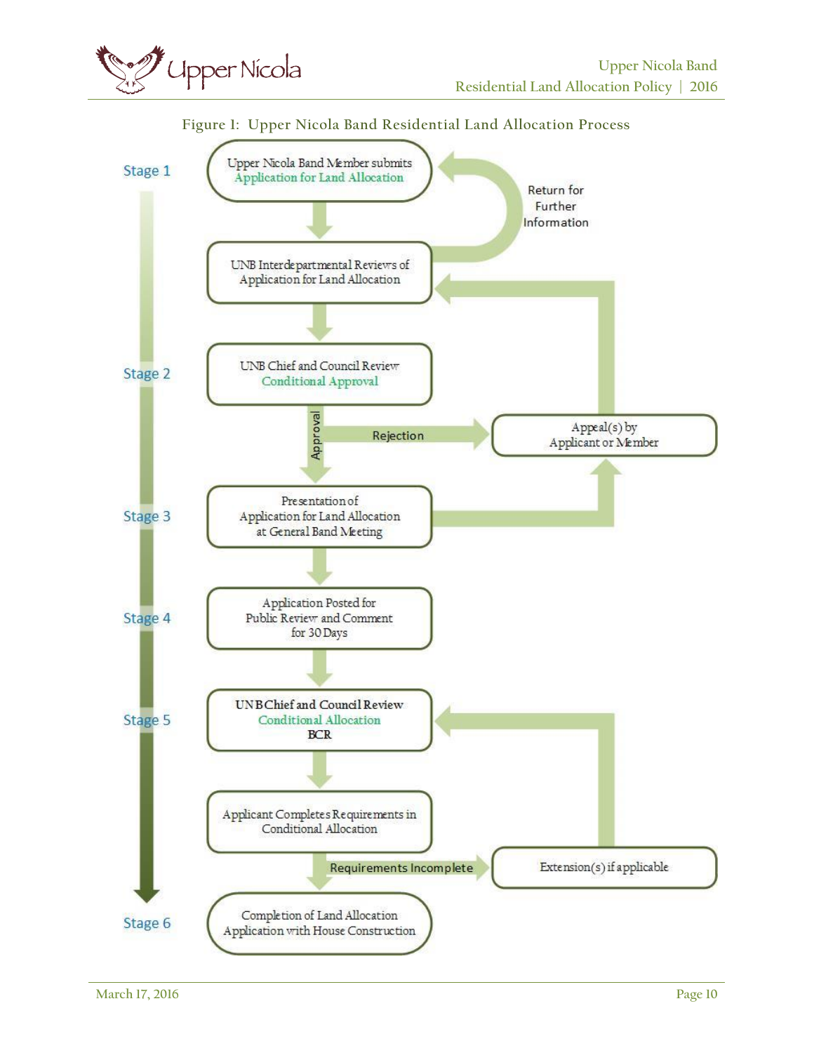Figure 1: Upper Nicola Band Residential Land Allocation Process

**Stage 1**

- Upper Nicola Band Member submits Application for Land Allocation
- UNB Interdepartmental Reviews of Application for Land Allocation (Return for Further Information → back to Application for Land Allocation)

**Stage 2**

- UNB Chief and Council Review Conditional Approval
  - Approval → Stage 3
  - Rejection → Appeal(s) by Applicant or Member → back to UNB Interdepartmental Reviews of Application for Land Allocation

**Stage 3**

- Presentation of Application for Land Allocation at General Band Meeting (→ Appeal(s) by Applicant or Member)

**Stage 4**

- Application Posted for Public Review and Comment for 30 Days

**Stage 5**

- UNB Chief and Council Review Conditional Allocation BCR
- Applicant Completes Requirements in Conditional Allocation
  - Requirements Incomplete → Extension(s) if applicable → back to UNB Chief and Council Review Conditional Allocation BCR

**Stage 6**

- Completion of Land Allocation Application with House Construction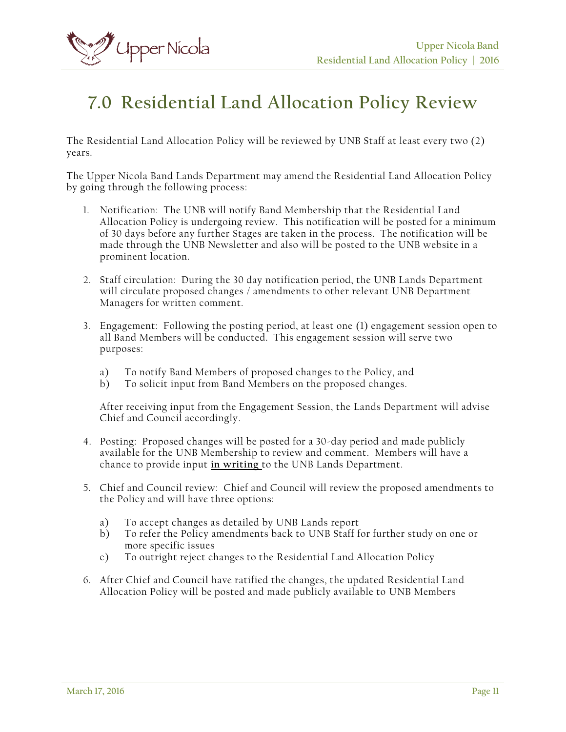# 7.0 Residential Land Allocation Policy Review

The Residential Land Allocation Policy will be reviewed by UNB Staff at least every two (2) years.

The Upper Nicola Band Lands Department may amend the Residential Land Allocation Policy by going through the following process:

1. Notification: The UNB will notify Band Membership that the Residential Land Allocation Policy is undergoing review. This notification will be posted for a minimum of 30 days before any further Stages are taken in the process. The notification will be made through the UNB Newsletter and also will be posted to the UNB website in a prominent location.

2. Staff circulation: During the 30 day notification period, the UNB Lands Department will circulate proposed changes / amendments to other relevant UNB Department Managers for written comment.

3. Engagement: Following the posting period, at least one (1) engagement session open to all Band Members will be conducted. This engagement session will serve two purposes:

   a) To notify Band Members of proposed changes to the Policy, and
   b) To solicit input from Band Members on the proposed changes.

   After receiving input from the Engagement Session, the Lands Department will advise Chief and Council accordingly.

4. Posting: Proposed changes will be posted for a 30-day period and made publicly available for the UNB Membership to review and comment. Members will have a chance to provide input **<u>in writing</u>** to the UNB Lands Department.

5. Chief and Council review: Chief and Council will review the proposed amendments to the Policy and will have three options:

   a) To accept changes as detailed by UNB Lands report
   b) To refer the Policy amendments back to UNB Staff for further study on one or more specific issues
   c) To outright reject changes to the Residential Land Allocation Policy

6. After Chief and Council have ratified the changes, the updated Residential Land Allocation Policy will be posted and made publicly available to UNB Members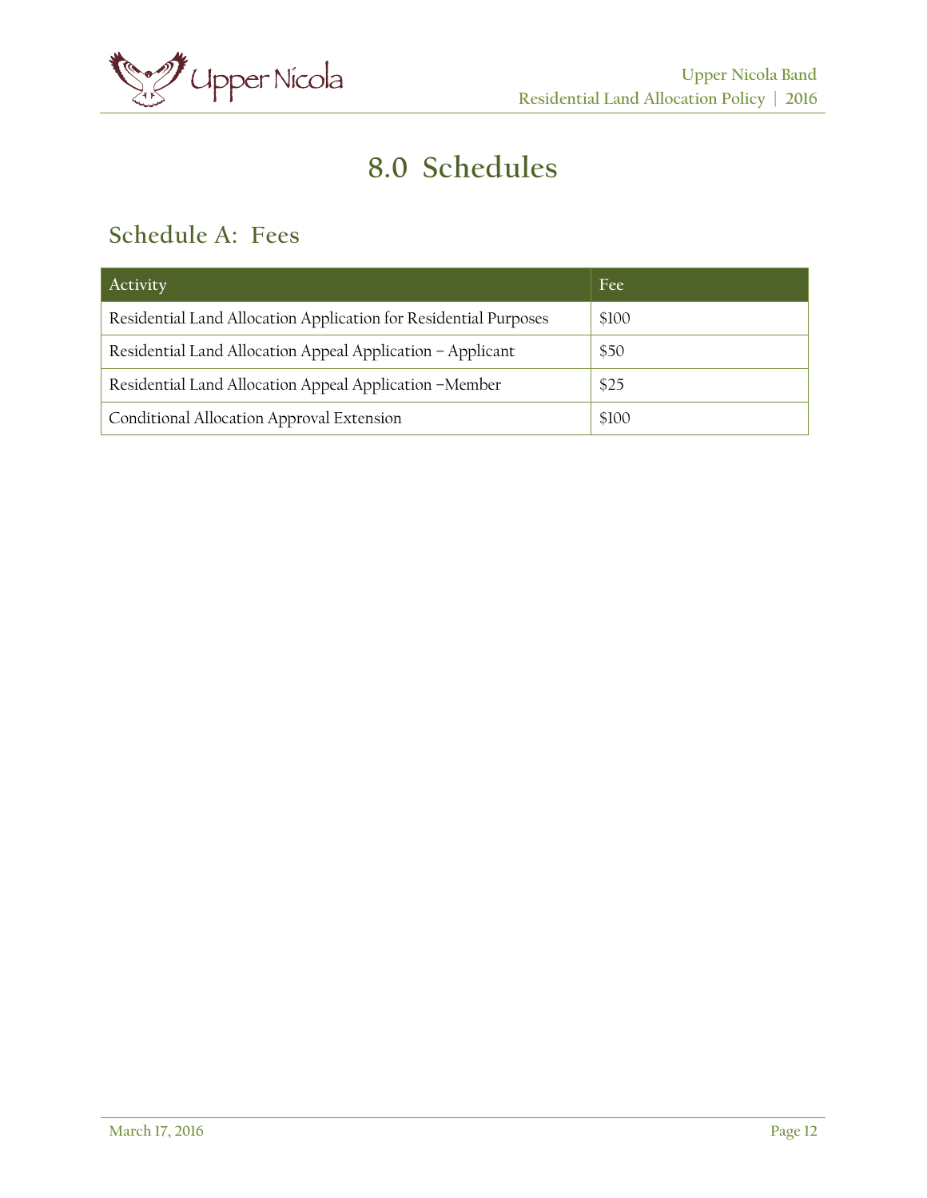# 8.0 Schedules

## Schedule A: Fees

| Activity | Fee |
|---|---|
| Residential Land Allocation Application for Residential Purposes | $100 |
| Residential Land Allocation Appeal Application – Applicant | $50 |
| Residential Land Allocation Appeal Application –Member | $25 |
| Conditional Allocation Approval Extension | $100 |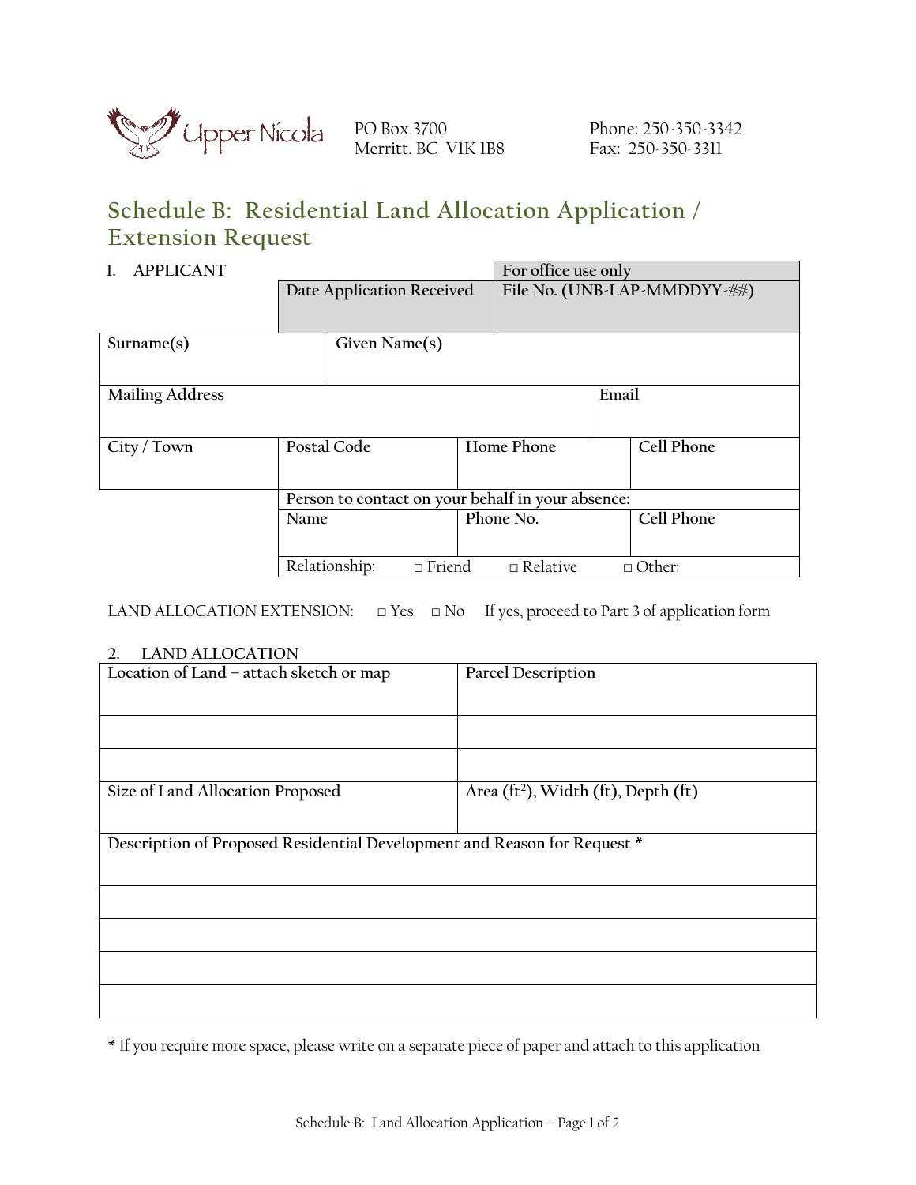Upper Nicola

PO Box 3700
Merritt, BC V1K 1B8

Phone: 250-350-3342
Fax: 250-350-3311

# Schedule B: Residential Land Allocation Application / Extension Request

## 1. APPLICANT

| | | For office use only |
|---|---|---|
| | Date Application Received | File No. (UNB-LAP-MMDDYY-##) |

| Surname(s) | Given Name(s) | | |
|---|---|---|---|
| **Mailing Address** | | | **Email** |
| **City / Town** | **Postal Code** | **Home Phone** | **Cell Phone** |

| Person to contact on your behalf in your absence: | | |
|---|---|---|
| Name | Phone No. | Cell Phone |
| Relationship: □ Friend | □ Relative | □ Other: |

LAND ALLOCATION EXTENSION: □ Yes □ No If yes, proceed to Part 3 of application form

## 2. LAND ALLOCATION

| Location of Land – attach sketch or map | Parcel Description |
|---|---|
| | |
| | |
| **Size of Land Allocation Proposed** | **Area ($ft^2$), Width (ft), Depth (ft)** |

| Description of Proposed Residential Development and Reason for Request * |
|---|
| |
| |
| |
| |

\* If you require more space, please write on a separate piece of paper and attach to this application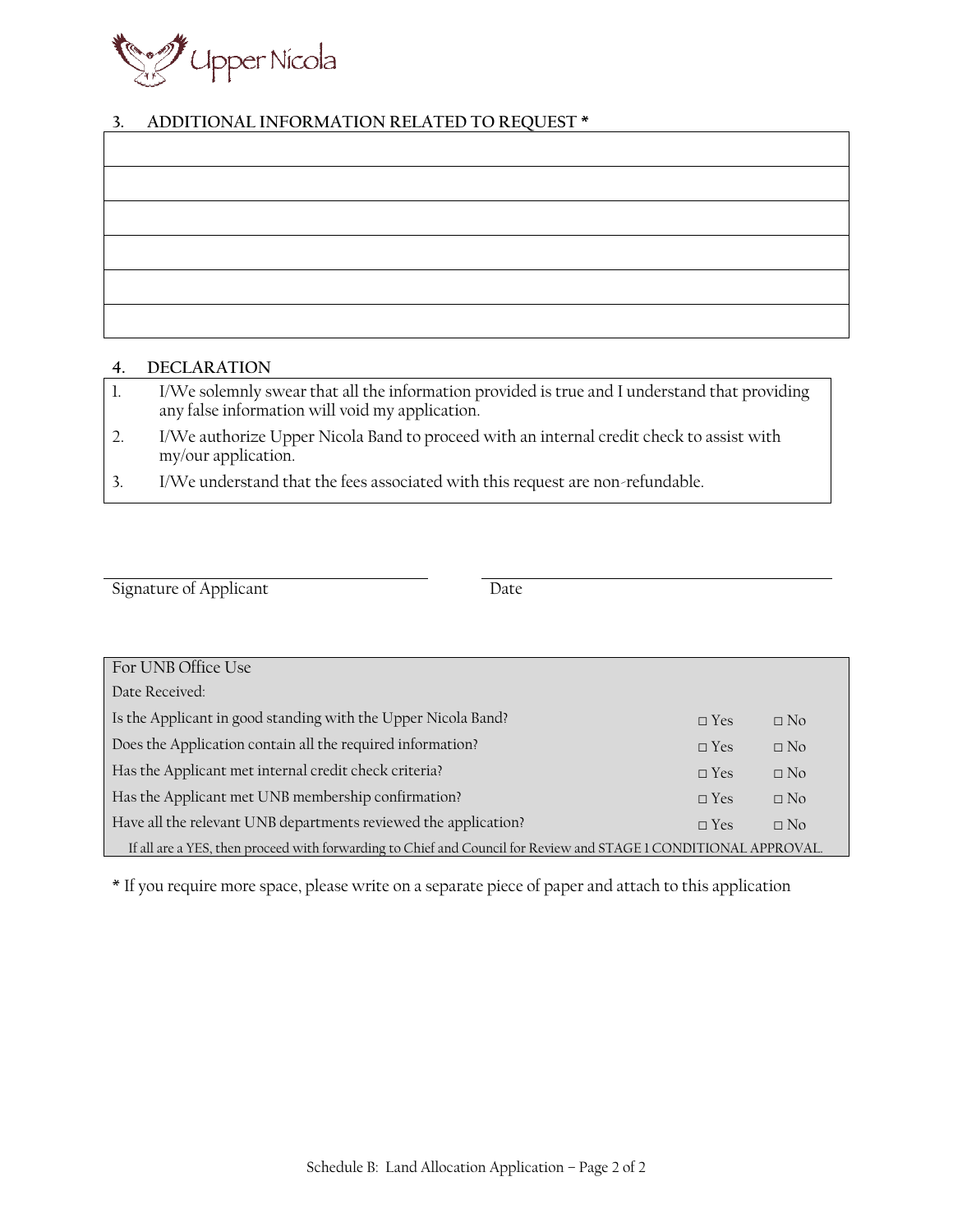Upper Nicola

## 3. ADDITIONAL INFORMATION RELATED TO REQUEST *

| |
|---|
| |
| |
| |
| |
| |

## 4. DECLARATION

1. I/We solemnly swear that all the information provided is true and I understand that providing any false information will void my application.
2. I/We authorize Upper Nicola Band to proceed with an internal credit check to assist with my/our application.
3. I/We understand that the fees associated with this request are non-refundable.

\_\_\_\_\_\_\_\_\_\_\_\_\_\_\_\_\_\_\_\_\_\_\_\_\_\_\_\_ \_\_\_\_\_\_\_\_\_\_\_\_\_\_\_\_\_\_\_\_\_\_\_\_\_\_\_\_

Signature of Applicant Date

| For UNB Office Use | | |
|---|---|---|
| Date Received: | | |
| Is the Applicant in good standing with the Upper Nicola Band? | □ Yes | □ No |
| Does the Application contain all the required information? | □ Yes | □ No |
| Has the Applicant met internal credit check criteria? | □ Yes | □ No |
| Has the Applicant met UNB membership confirmation? | □ Yes | □ No |
| Have all the relevant UNB departments reviewed the application? | □ Yes | □ No |
| If all are a YES, then proceed with forwarding to Chief and Council for Review and STAGE 1 CONDITIONAL APPROVAL. | | |

* If you require more space, please write on a separate piece of paper and attach to this application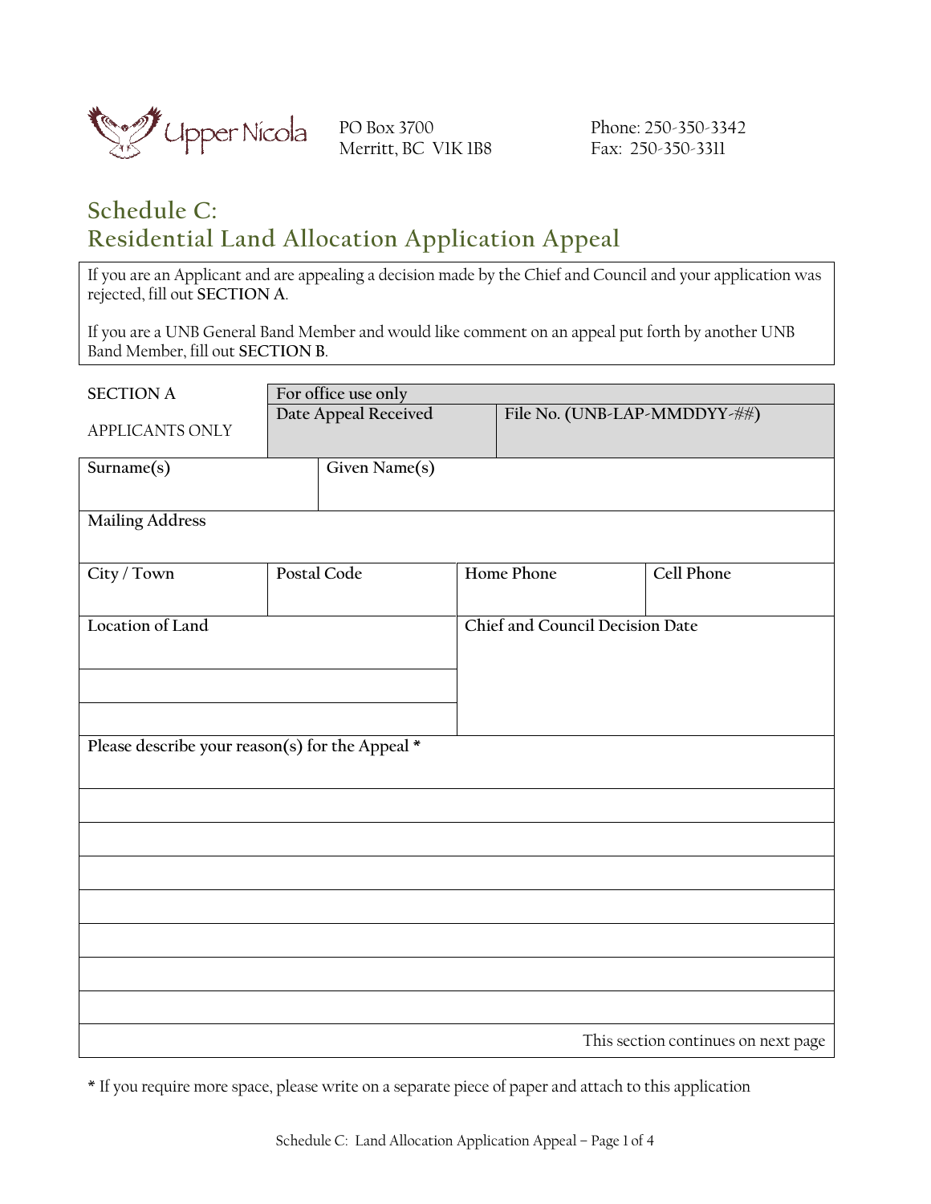Upper Nicola

PO Box 3700
Merritt, BC V1K 1B8

Phone: 250-350-3342
Fax: 250-350-3311

# Schedule C: Residential Land Allocation Application Appeal

If you are an Applicant and are appealing a decision made by the Chief and Council and your application was rejected, fill out **SECTION A**.

If you are a UNB General Band Member and would like comment on an appeal put forth by another UNB Band Member, fill out **SECTION B**.

| SECTION A<br><br>APPLICANTS ONLY | For office use only | |
|---|---|---|
| | Date Appeal Received | File No. (UNB-LAP-MMDDYY-##) |

| Surname(s) | Given Name(s) | | |
|---|---|---|---|
| | | | |
| **Mailing Address** | | | |
| | | | |
| **City / Town** | **Postal Code** | **Home Phone** | **Cell Phone** |
| | | | |
| **Location of Land** | | **Chief and Council Decision Date** | |
| | | | |
| | | | |

**Please describe your reason(s) for the Appeal \***

|  |
|---|
|  |
|  |
|  |
|  |
|  |
|  |
|  |
|  |
| This section continues on next page |

\* If you require more space, please write on a separate piece of paper and attach to this application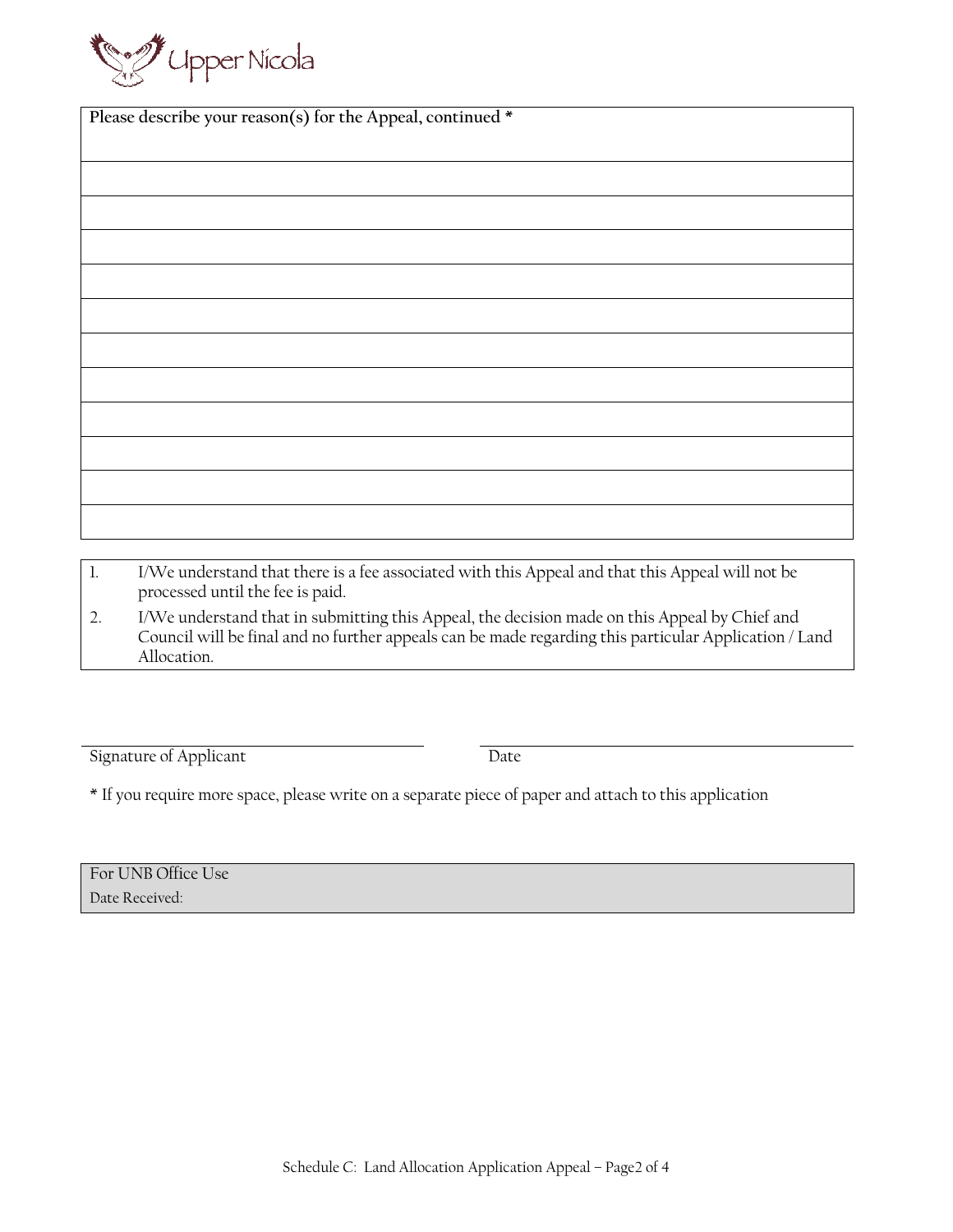Upper Nicola

| Please describe your reason(s) for the Appeal, continued * |
| --- |
| |
| |
| |
| |
| |
| |
| |
| |
| |
| |
| |

1. I/We understand that there is a fee associated with this Appeal and that this Appeal will not be processed until the fee is paid.
2. I/We understand that in submitting this Appeal, the decision made on this Appeal by Chief and Council will be final and no further appeals can be made regarding this particular Application / Land Allocation.

Signature of Applicant ______________________ Date ______________________

* If you require more space, please write on a separate piece of paper and attach to this application

| For UNB Office Use |
| --- |
| Date Received: |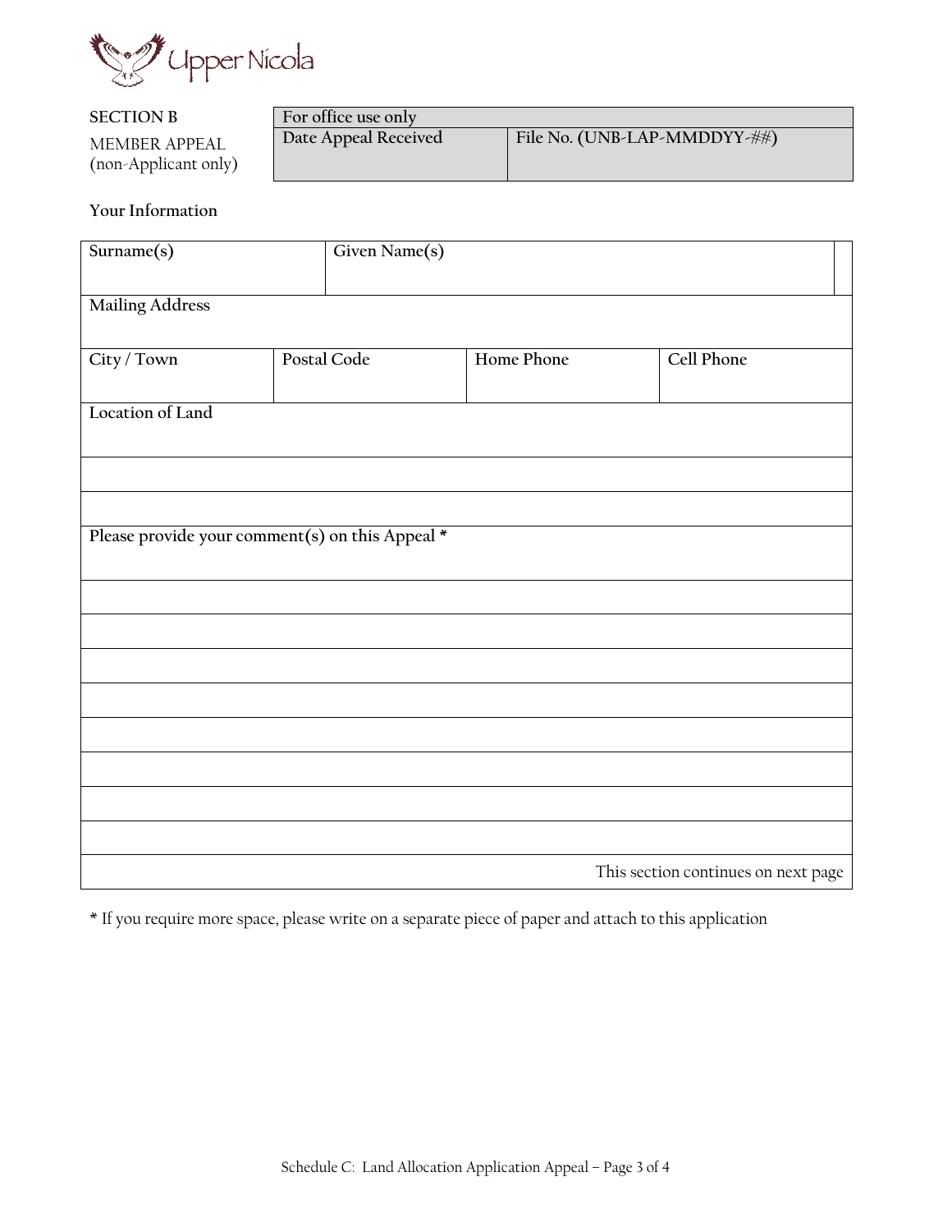**SECTION B**

MEMBER APPEAL
(non-Applicant only)

| For office use only | |
|---|---|
| Date Appeal Received | File No. (UNB-LAP-MMDDYY-##) |
| | |

**Your Information**

| Surname(s) | Given Name(s) | | |
|---|---|---|---|
| | | | |
| Mailing Address | | | |
| City / Town | Postal Code | Home Phone | Cell Phone |
| | | | |
| Location of Land | | | |
| | | | |
| | | | |

| Please provide your comment(s) on this Appeal * |
|---|
| |
| |
| |
| |
| |
| |
| |
| |
| This section continues on next page |

* If you require more space, please write on a separate piece of paper and attach to this application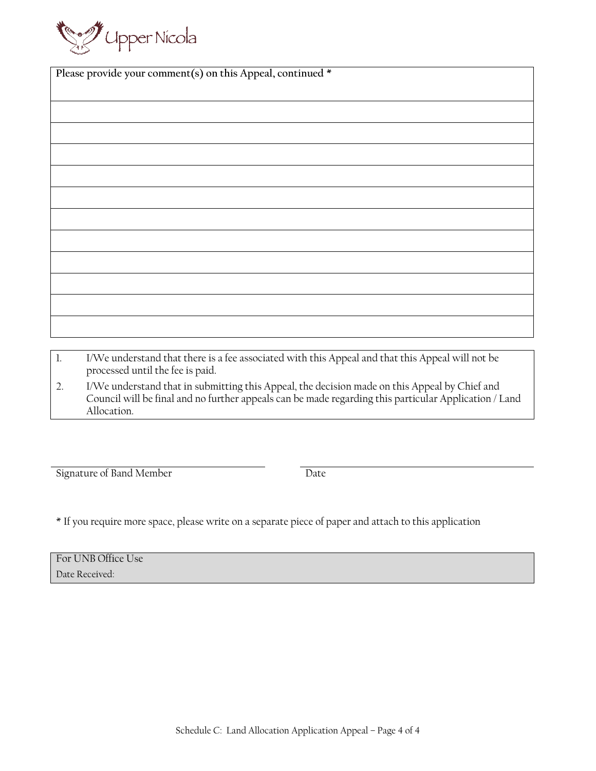| Please provide your comment(s) on this Appeal, continued * |
| --- |
| |
| |
| |
| |
| |
| |
| |
| |
| |
| |
| |

1. I/We understand that there is a fee associated with this Appeal and that this Appeal will not be processed until the fee is paid.
2. I/We understand that in submitting this Appeal, the decision made on this Appeal by Chief and Council will be final and no further appeals can be made regarding this particular Application / Land Allocation.

Signature of Band Member ______________________ Date ______________________

* If you require more space, please write on a separate piece of paper and attach to this application

| For UNB Office Use |
| --- |
| Date Received: |